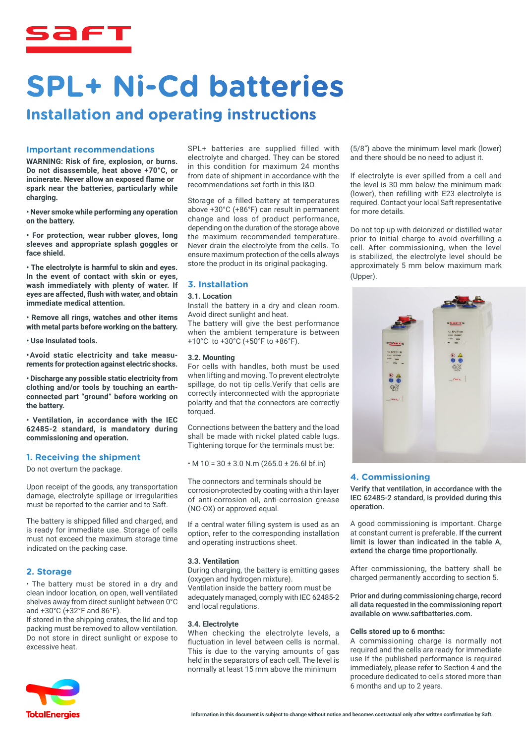# SPL+ Ni-Cd batteries

## Installation and operating instructions

### Important recommendations

**WARNING: Risk of fire, explosion, or burns. Do not disassemble, heat above +70°C, or incinerate. Never allow an exposed flame or spark near the batteries, particularly while charging.**

**• Never smoke while performing any operation on the battery.**

**• For protection, wear rubber gloves, long sleeves and appropriate splash goggles or face shield.**

**• The electrolyte is harmful to skin and eyes. In the event of contact with skin or eyes, wash immediately with plenty of water. If eyes are affected, flush with water, and obtain immediate medical attention.**

**• Remove all rings, watches and other items with metal parts before working on the battery.**

**• Use insulated tools.**

**•Avoid static electricity and take measurements for protection against electric shocks.**

**• Discharge any possible static electricity from clothing and/or tools by touching an earth-connected part "ground" before working on the battery.**

**• Ventilation, in accordance with the IEC 62485-2 standard, is mandatory during commissioning and operation.**

### 1. Receiving the shipment

Do not overturn the package.

Upon receipt of the goods, any transportation damage, electrolyte spillage or irregularities must be reported to the carrier and to Saft.

The battery is shipped filled and charged, and is ready for immediate use. Storage of cells must not exceed the maximum storage time indicated on the packing case.

### 2. Storage

• The battery must be stored in a dry and clean indoor location, on open, well ventilated shelves away from direct sunlight between 0°C and +30°C (+32°F and 86°F).
If stored in the shipping crates, the lid and top packing must be removed to allow ventilation.
Do not store in direct sunlight or expose to excessive heat.

SPL+ batteries are supplied filled with electrolyte and charged. They can be stored in this condition for maximum 24 months from date of shipment in accordance with the recommendations set forth in this I&O.

Storage of a filled battery at temperatures above +30°C (+86°F) can result in permanent change and loss of product performance, depending on the duration of the storage above the maximum recommended temperature. Never drain the electrolyte from the cells. To ensure maximum protection of the cells always store the product in its original packaging.

### 3. Installation

#### 3.1. Location

Install the battery in a dry and clean room. Avoid direct sunlight and heat.
The battery will give the best performance when the ambient temperature is between +10°C to +30°C (+50°F to +86°F).

#### 3.2. Mounting

For cells with handles, both must be used when lifting and moving. To prevent electrolyte spillage, do not tip cells.Verify that cells are correctly interconnected with the appropriate polarity and that the connectors are correctly torqued.

Connections between the battery and the load shall be made with nickel plated cable lugs. Tightening torque for the terminals must be:

• M 10 = 30 ± 3.0 N.m (265.0 ± 26.6l bf.in)

The connectors and terminals should be corrosion-protected by coating with a thin layer of anti-corrosion oil, anti-corrosion grease (NO-OX) or approved equal.

If a central water filling system is used as an option, refer to the corresponding installation and operating instructions sheet.

#### 3.3. Ventilation

During charging, the battery is emitting gases (oxygen and hydrogen mixture).
Ventilation inside the battery room must be adequately managed, comply with IEC 62485-2 and local regulations.

#### 3.4. Electrolyte

When checking the electrolyte levels, a fluctuation in level between cells is normal. This is due to the varying amounts of gas held in the separators of each cell. The level is normally at least 15 mm above the minimum (5/8") above the minimum level mark (lower) and there should be no need to adjust it.

If electrolyte is ever spilled from a cell and the level is 30 mm below the minimum mark (lower), then refilling with E23 electrolyte is required. Contact your local Saft representative for more details.

Do not top up with deionized or distilled water prior to initial charge to avoid overfilling a cell. After commissioning, when the level is stabilized, the electrolyte level should be approximately 5 mm below maximum mark (Upper).

### 4. Commissioning

**Verify that ventilation, in accordance with the IEC 62485-2 standard, is provided during this operation.**

A good commissioning is important. Charge at constant current is preferable. **If the current limit is lower than indicated in the table A, extend the charge time proportionally.**

After commissioning, the battery shall be charged permanently according to section 5.

**Prior and during commissioning charge, record all data requested in the commissioning report available on www.saftbatteries.com.**

**Cells stored up to 6 months:**
A commissioning charge is normally not required and the cells are ready for immediate use If the published performance is required immediately, please refer to Section 4 and the procedure dedicated to cells stored more than 6 months and up to 2 years.

Information in this document is subject to change without notice and becomes contractual only after written confirmation by Saft.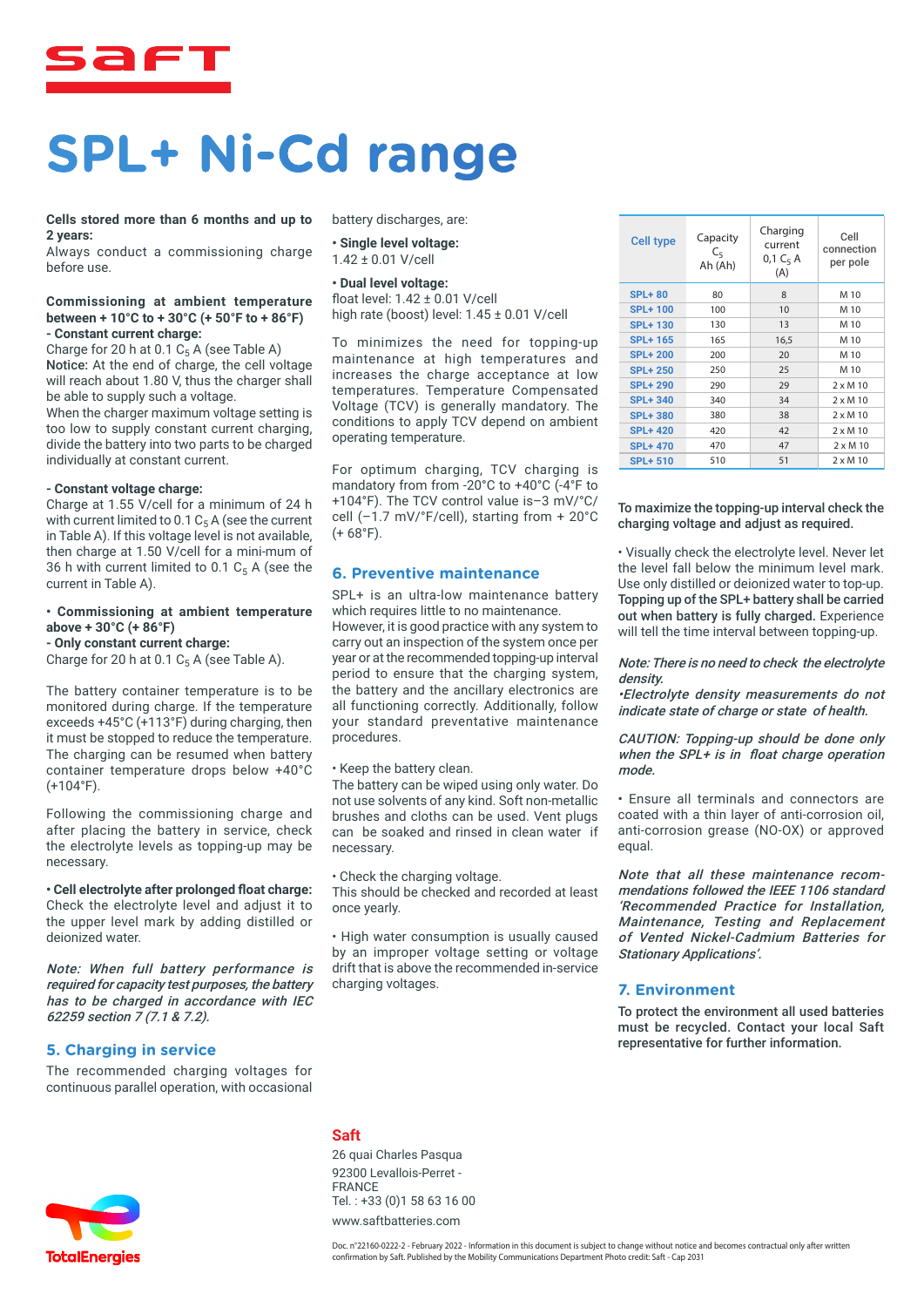# SPL+ Ni-Cd range

**Cells stored more than 6 months and up to 2 years:**
Always conduct a commissioning charge before use.

**Commissioning at ambient temperature between + 10°C to + 30°C (+ 50°F to + 86°F)**
**- Constant current charge:**
Charge for 20 h at 0.1 $C_5$ A (see Table A)
**Notice:** At the end of charge, the cell voltage will reach about 1.80 V, thus the charger shall be able to supply such a voltage.
When the charger maximum voltage setting is too low to supply constant current charging, divide the battery into two parts to be charged individually at constant current.

**- Constant voltage charge:**
Charge at 1.55 V/cell for a minimum of 24 h with current limited to 0.1 $C_5$ A (see the current in Table A). If this voltage level is not available, then charge at 1.50 V/cell for a mini-mum of 36 h with current limited to 0.1 $C_5$ A (see the current in Table A).

**• Commissioning at ambient temperature above + 30°C (+ 86°F)**
**- Only constant current charge:**
Charge for 20 h at 0.1 $C_5$ A (see Table A).

The battery container temperature is to be monitored during charge. If the temperature exceeds +45°C (+113°F) during charging, then it must be stopped to reduce the temperature. The charging can be resumed when battery container temperature drops below +40°C (+104°F).

Following the commissioning charge and after placing the battery in service, check the electrolyte levels as topping-up may be necessary.

**• Cell electrolyte after prolonged float charge:**
Check the electrolyte level and adjust it to the upper level mark by adding distilled or deionized water.

*Note: When full battery performance is required for capacity test purposes, the battery has to be charged in accordance with IEC 62259 section 7 (7.1 & 7.2).*

## 5. Charging in service

The recommended charging voltages for continuous parallel operation, with occasional battery discharges, are:

**• Single level voltage:**
1.42 ± 0.01 V/cell

**• Dual level voltage:**
float level: 1.42 ± 0.01 V/cell
high rate (boost) level: 1.45 ± 0.01 V/cell

To minimizes the need for topping-up maintenance at high temperatures and increases the charge acceptance at low temperatures. Temperature Compensated Voltage (TCV) is generally mandatory. The conditions to apply TCV depend on ambient operating temperature.

For optimum charging, TCV charging is mandatory from from -20°C to +40°C (-4°F to +104°F). The TCV control value is–3 mV/°C/cell (–1.7 mV/°F/cell), starting from + 20°C (+ 68°F).

## 6. Preventive maintenance

SPL+ is an ultra-low maintenance battery which requires little to no maintenance. However, it is good practice with any system to carry out an inspection of the system once per year or at the recommended topping-up interval period to ensure that the charging system, the battery and the ancillary electronics are all functioning correctly. Additionally, follow your standard preventative maintenance procedures.

• Keep the battery clean.
The battery can be wiped using only water. Do not use solvents of any kind. Soft non-metallic brushes and cloths can be used. Vent plugs can be soaked and rinsed in clean water if necessary.

• Check the charging voltage.
This should be checked and recorded at least once yearly.

• High water consumption is usually caused by an improper voltage setting or voltage drift that is above the recommended in-service charging voltages.

| Cell type | Capacity $C_5$ Ah (Ah) | Charging current 0,1 $C_5$ A (A) | Cell connection per pole |
|---|---|---|---|
| SPL+ 80 | 80 | 8 | M 10 |
| SPL+ 100 | 100 | 10 | M 10 |
| SPL+ 130 | 130 | 13 | M 10 |
| SPL+ 165 | 165 | 16,5 | M 10 |
| SPL+ 200 | 200 | 20 | M 10 |
| SPL+ 250 | 250 | 25 | M 10 |
| SPL+ 290 | 290 | 29 | 2 x M 10 |
| SPL+ 340 | 340 | 34 | 2 x M 10 |
| SPL+ 380 | 380 | 38 | 2 x M 10 |
| SPL+ 420 | 420 | 42 | 2 x M 10 |
| SPL+ 470 | 470 | 47 | 2 x M 10 |
| SPL+ 510 | 510 | 51 | 2 x M 10 |

**To maximize the topping-up interval check the charging voltage and adjust as required.**

• Visually check the electrolyte level. Never let the level fall below the minimum level mark. Use only distilled or deionized water to top-up. **Topping up of the SPL+ battery shall be carried out when battery is fully charged.** Experience will tell the time interval between topping-up.

*Note: There is no need to check the electrolyte density.*
*•Electrolyte density measurements do not indicate state of charge or state of health.*

*CAUTION: Topping-up should be done only when the SPL+ is in float charge operation mode.*

• Ensure all terminals and connectors are coated with a thin layer of anti-corrosion oil, anti-corrosion grease (NO-OX) or approved equal.

*Note that all these maintenance recommendations followed the IEEE 1106 standard 'Recommended Practice for Installation, Maintenance, Testing and Replacement of Vented Nickel-Cadmium Batteries for Stationary Applications'.*

## 7. Environment

**To protect the environment all used batteries must be recycled. Contact your local Saft representative for further information.**

**Saft**
26 quai Charles Pasqua
92300 Levallois-Perret - FRANCE
Tel. : +33 (0)1 58 63 16 00
www.saftbatteries.com

Doc. n°22160-0222-2 - February 2022 - Information in this document is subject to change without notice and becomes contractual only after written confirmation by Saft. Published by the Mobility Communications Department Photo credit: Saft - Cap 2031